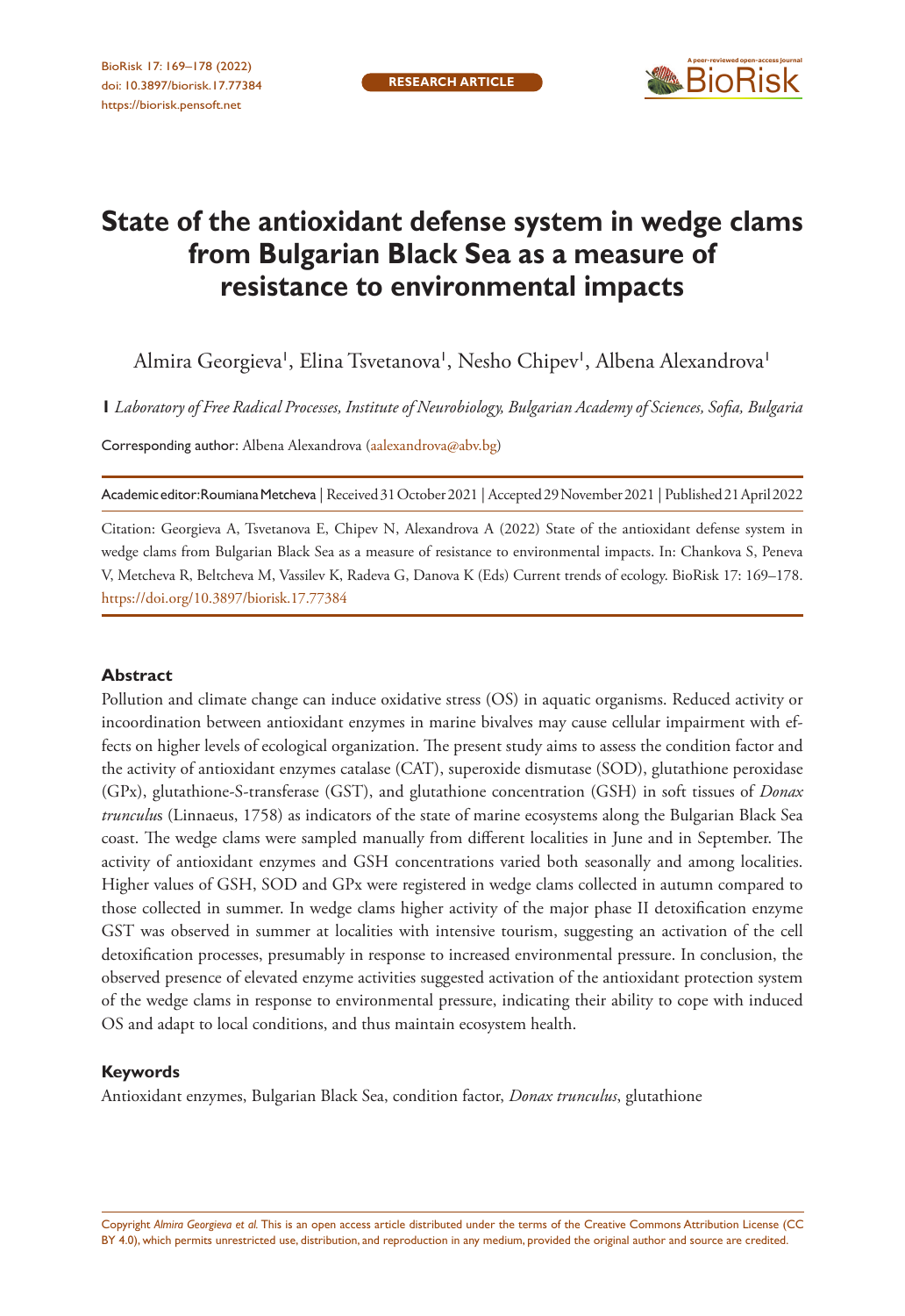RESEARCH ARTICLE

# State of the antioxidant defense system in wedge clams from Bulgarian Black Sea as a measure of resistance to environmental impacts

Almira Georgieva[1], Elina Tsvetanova[1], Nesho Chipev[1], Albena Alexandrova[1]

**1** *Laboratory of Free Radical Processes, Institute of Neurobiology, Bulgarian Academy of Sciences, Sofia, Bulgaria*

Corresponding author: Albena Alexandrova (aalexandrova@abv.bg)

Academic editor: Roumiana Metcheva | Received 31 October 2021 | Accepted 29 November 2021 | Published 21 April 2022

Citation: Georgieva A, Tsvetanova E, Chipev N, Alexandrova A (2022) State of the antioxidant defense system in wedge clams from Bulgarian Black Sea as a measure of resistance to environmental impacts. In: Chankova S, Peneva V, Metcheva R, Beltcheva M, Vassilev K, Radeva G, Danova K (Eds) Current trends of ecology. BioRisk 17: 169–178. https://doi.org/10.3897/biorisk.17.77384

## Abstract

Pollution and climate change can induce oxidative stress (OS) in aquatic organisms. Reduced activity or incoordination between antioxidant enzymes in marine bivalves may cause cellular impairment with effects on higher levels of ecological organization. The present study aims to assess the condition factor and the activity of antioxidant enzymes catalase (CAT), superoxide dismutase (SOD), glutathione peroxidase (GPx), glutathione-S-transferase (GST), and glutathione concentration (GSH) in soft tissues of *Donax trunculus* (Linnaeus, 1758) as indicators of the state of marine ecosystems along the Bulgarian Black Sea coast. The wedge clams were sampled manually from different localities in June and in September. The activity of antioxidant enzymes and GSH concentrations varied both seasonally and among localities. Higher values of GSH, SOD and GPx were registered in wedge clams collected in autumn compared to those collected in summer. In wedge clams higher activity of the major phase II detoxification enzyme GST was observed in summer at localities with intensive tourism, suggesting an activation of the cell detoxification processes, presumably in response to increased environmental pressure. In conclusion, the observed presence of elevated enzyme activities suggested activation of the antioxidant protection system of the wedge clams in response to environmental pressure, indicating their ability to cope with induced OS and adapt to local conditions, and thus maintain ecosystem health.

## Keywords

Antioxidant enzymes, Bulgarian Black Sea, condition factor, *Donax trunculus*, glutathione

Copyright *Almira Georgieva et al.* This is an open access article distributed under the terms of the Creative Commons Attribution License (CC BY 4.0), which permits unrestricted use, distribution, and reproduction in any medium, provided the original author and source are credited.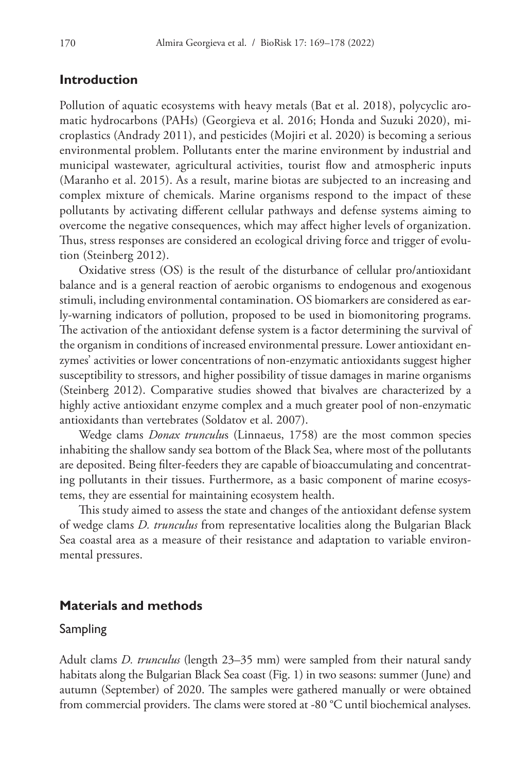## Introduction

Pollution of aquatic ecosystems with heavy metals (Bat et al. 2018), polycyclic aromatic hydrocarbons (PAHs) (Georgieva et al. 2016; Honda and Suzuki 2020), microplastics (Andrady 2011), and pesticides (Mojiri et al. 2020) is becoming a serious environmental problem. Pollutants enter the marine environment by industrial and municipal wastewater, agricultural activities, tourist flow and atmospheric inputs (Maranho et al. 2015). As a result, marine biotas are subjected to an increasing and complex mixture of chemicals. Marine organisms respond to the impact of these pollutants by activating different cellular pathways and defense systems aiming to overcome the negative consequences, which may affect higher levels of organization. Thus, stress responses are considered an ecological driving force and trigger of evolution (Steinberg 2012).

Oxidative stress (OS) is the result of the disturbance of cellular pro/antioxidant balance and is a general reaction of aerobic organisms to endogenous and exogenous stimuli, including environmental contamination. OS biomarkers are considered as early-warning indicators of pollution, proposed to be used in biomonitoring programs. The activation of the antioxidant defense system is a factor determining the survival of the organism in conditions of increased environmental pressure. Lower antioxidant enzymes' activities or lower concentrations of non-enzymatic antioxidants suggest higher susceptibility to stressors, and higher possibility of tissue damages in marine organisms (Steinberg 2012). Comparative studies showed that bivalves are characterized by a highly active antioxidant enzyme complex and a much greater pool of non-enzymatic antioxidants than vertebrates (Soldatov et al. 2007).

Wedge clams *Donax trunculus* (Linnaeus, 1758) are the most common species inhabiting the shallow sandy sea bottom of the Black Sea, where most of the pollutants are deposited. Being filter-feeders they are capable of bioaccumulating and concentrating pollutants in their tissues. Furthermore, as a basic component of marine ecosystems, they are essential for maintaining ecosystem health.

This study aimed to assess the state and changes of the antioxidant defense system of wedge clams *D. trunculus* from representative localities along the Bulgarian Black Sea coastal area as a measure of their resistance and adaptation to variable environmental pressures.

## Materials and methods

### Sampling

Adult clams *D. trunculus* (length 23–35 mm) were sampled from their natural sandy habitats along the Bulgarian Black Sea coast (Fig. 1) in two seasons: summer (June) and autumn (September) of 2020. The samples were gathered manually or were obtained from commercial providers. The clams were stored at -80 °C until biochemical analyses.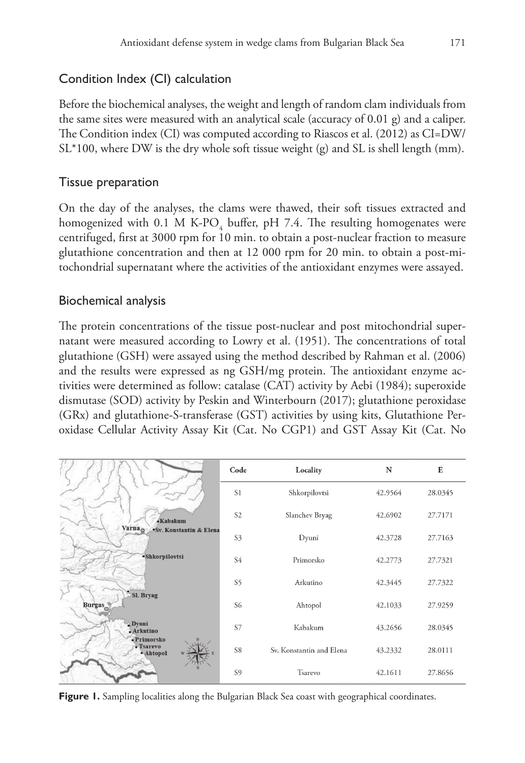## Condition Index (CI) calculation

Before the biochemical analyses, the weight and length of random clam individuals from the same sites were measured with an analytical scale (accuracy of 0.01 g) and a caliper. The Condition index (CI) was computed according to Riascos et al. (2012) as CI=DW/SL*100, where DW is the dry whole soft tissue weight (g) and SL is shell length (mm).

## Tissue preparation

On the day of the analyses, the clams were thawed, their soft tissues extracted and homogenized with 0.1 M K-$PO_4$ buffer, pH 7.4. The resulting homogenates were centrifuged, first at 3000 rpm for 10 min. to obtain a post-nuclear fraction to measure glutathione concentration and then at 12 000 rpm for 20 min. to obtain a post-mitochondrial supernatant where the activities of the antioxidant enzymes were assayed.

## Biochemical analysis

The protein concentrations of the tissue post-nuclear and post mitochondrial supernatant were measured according to Lowry et al. (1951). The concentrations of total glutathione (GSH) were assayed using the method described by Rahman et al. (2006) and the results were expressed as ng GSH/mg protein. The antioxidant enzyme activities were determined as follow: catalase (CAT) activity by Aebi (1984); superoxide dismutase (SOD) activity by Peskin and Winterbourn (2017); glutathione peroxidase (GRx) and glutathione-S-transferase (GST) activities by using kits, Glutathione Peroxidase Cellular Activity Assay Kit (Cat. No CGP1) and GST Assay Kit (Cat. No

| Code | Locality | N | E |
|---|---|---|---|
| S1 | Shkorpilovtsi | 42.9564 | 28.0345 |
| S2 | Slanchev Bryag | 42.6902 | 27.7171 |
| S3 | Dyuni | 42.3728 | 27.7163 |
| S4 | Primorsko | 42.2773 | 27.7321 |
| S5 | Arkutino | 42.3445 | 27.7322 |
| S6 | Ahtopol | 42.1033 | 27.9259 |
| S7 | Kabakum | 43.2656 | 28.0345 |
| S8 | Sv. Konstantin and Elena | 43.2332 | 28.0111 |
| S9 | Tsarevo | 42.1611 | 27.8656 |

**Figure 1.** Sampling localities along the Bulgarian Black Sea coast with geographical coordinates.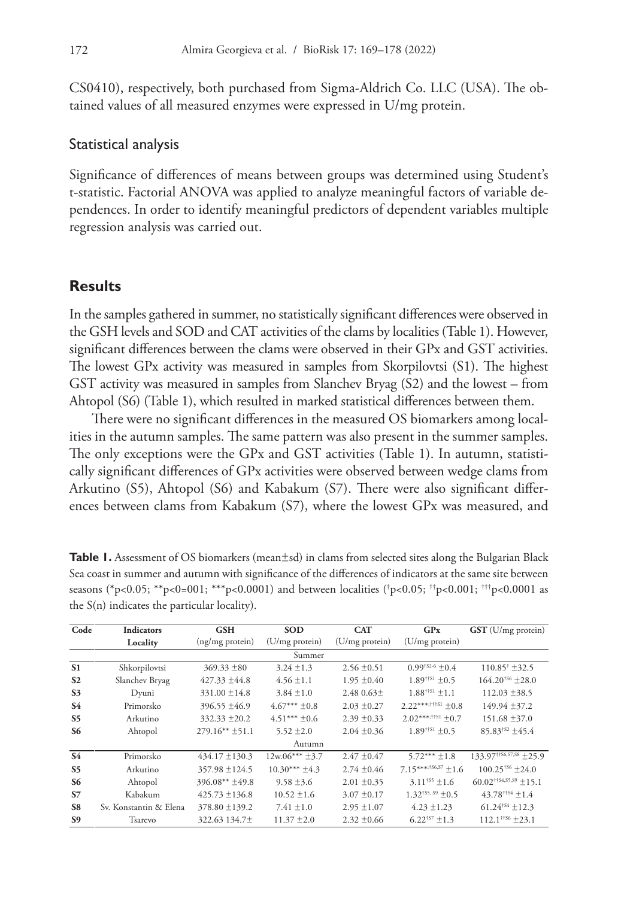CS0410), respectively, both purchased from Sigma-Aldrich Co. LLC (USA). The obtained values of all measured enzymes were expressed in U/mg protein.

### Statistical analysis

Significance of differences of means between groups was determined using Student's t-statistic. Factorial ANOVA was applied to analyze meaningful factors of variable dependences. In order to identify meaningful predictors of dependent variables multiple regression analysis was carried out.

## Results

In the samples gathered in summer, no statistically significant differences were observed in the GSH levels and SOD and CAT activities of the clams by localities (Table 1). However, significant differences between the clams were observed in their GPx and GST activities. The lowest GPx activity was measured in samples from Skorpilovtsi (S1). The highest GST activity was measured in samples from Slanchev Bryag (S2) and the lowest – from Ahtopol (S6) (Table 1), which resulted in marked statistical differences between them.

There were no significant differences in the measured OS biomarkers among localities in the autumn samples. The same pattern was also present in the summer samples. The only exceptions were the GPx and GST activities (Table 1). In autumn, statistically significant differences of GPx activities were observed between wedge clams from Arkutino (S5), Ahtopol (S6) and Kabakum (S7). There were also significant differences between clams from Kabakum (S7), where the lowest GPx was measured, and

**Table 1.** Assessment of OS biomarkers (mean±sd) in clams from selected sites along the Bulgarian Black Sea coast in summer and autumn with significance of the differences of indicators at the same site between seasons (\*$p<0.05$; \*\*$p<0=001$; \*\*\*$p<0.0001$) and between localities (†$p<0.05$; ††$p<0.001$; †††$p<0.0001$ as the S(n) indicates the particular locality).

| Code | Indicators Locality | GSH (ng/mg protein) | SOD (U/mg protein) | CAT (U/mg protein) | GPx (U/mg protein) | GST (U/mg protein) |
|---|---|---|---|---|---|---|
| | | | Summer | | | |
| S1 | Shkorpilovtsi | 369.33 ±80 | 3.24 ±1.3 | 2.56 ±0.51 | 0.99†S2-6 ±0.4 | 110.85† ±32.5 |
| S2 | Slanchev Bryag | 427.33 ±44.8 | 4.56 ±1.1 | 1.95 ±0.40 | 1.89††S1 ±0.5 | 164.20†S6 ±28.0 |
| S3 | Dyuni | 331.00 ±14.8 | 3.84 ±1.0 | 2.48 0.63± | 1.88††S1 ±1.1 | 112.03 ±38.5 |
| S4 | Primorsko | 396.55 ±46.9 | 4.67\*\*\* ±0.8 | 2.03 ±0.27 | 2.22\*\*\*;†††S1 ±0.8 | 149.94 ±37.2 |
| S5 | Arkutino | 332.33 ±20.2 | 4.51\*\*\* ±0.6 | 2.39 ±0.33 | 2.02\*\*\*;††S1 ±0.7 | 151.68 ±37.0 |
| S6 | Ahtopol | 279.16\*\* ±51.1 | 5.52 ±2.0 | 2.04 ±0.36 | 1.89††S1 ±0.5 | 85.83†S2 ±45.4 |
| | | | Autumn | | | |
| S4 | Primorsko | 434.17 ±130.3 | 12w.06\*\*\* ±3.7 | 2.47 ±0.47 | 5.72\*\*\* ±1.8 | 133.97††S6,S7,S8 ±25.9 |
| S5 | Arkutino | 357.98 ±124.5 | 10.30\*\*\* ±4.3 | 2.74 ±0.46 | 7.15\*\*\*;†S6,S7 ±1.6 | 100.25†S6 ±24.0 |
| S6 | Ahtopol | 396.08\*\* ±49.8 | 9.58 ±3.6 | 2.01 ±0.35 | 3.11†S5 ±1.6 | 60.02††S4,S5,S9 ±15.1 |
| S7 | Kabakum | 425.73 ±136.8 | 10.52 ±1.6 | 3.07 ±0.17 | 1.32†S5, S9 ±0.5 | 43.78††S4 ±1.4 |
| S8 | Sv. Konstantin & Elena | 378.80 ±139.2 | 7.41 ±1.0 | 2.95 ±1.07 | 4.23 ±1.23 | 61.24†S4 ±12.3 |
| S9 | Tsarevo | 322.63 134.7± | 11.37 ±2.0 | 2.32 ±0.66 | 6.22†S7 ±1.3 | 112.1††S6 ±23.1 |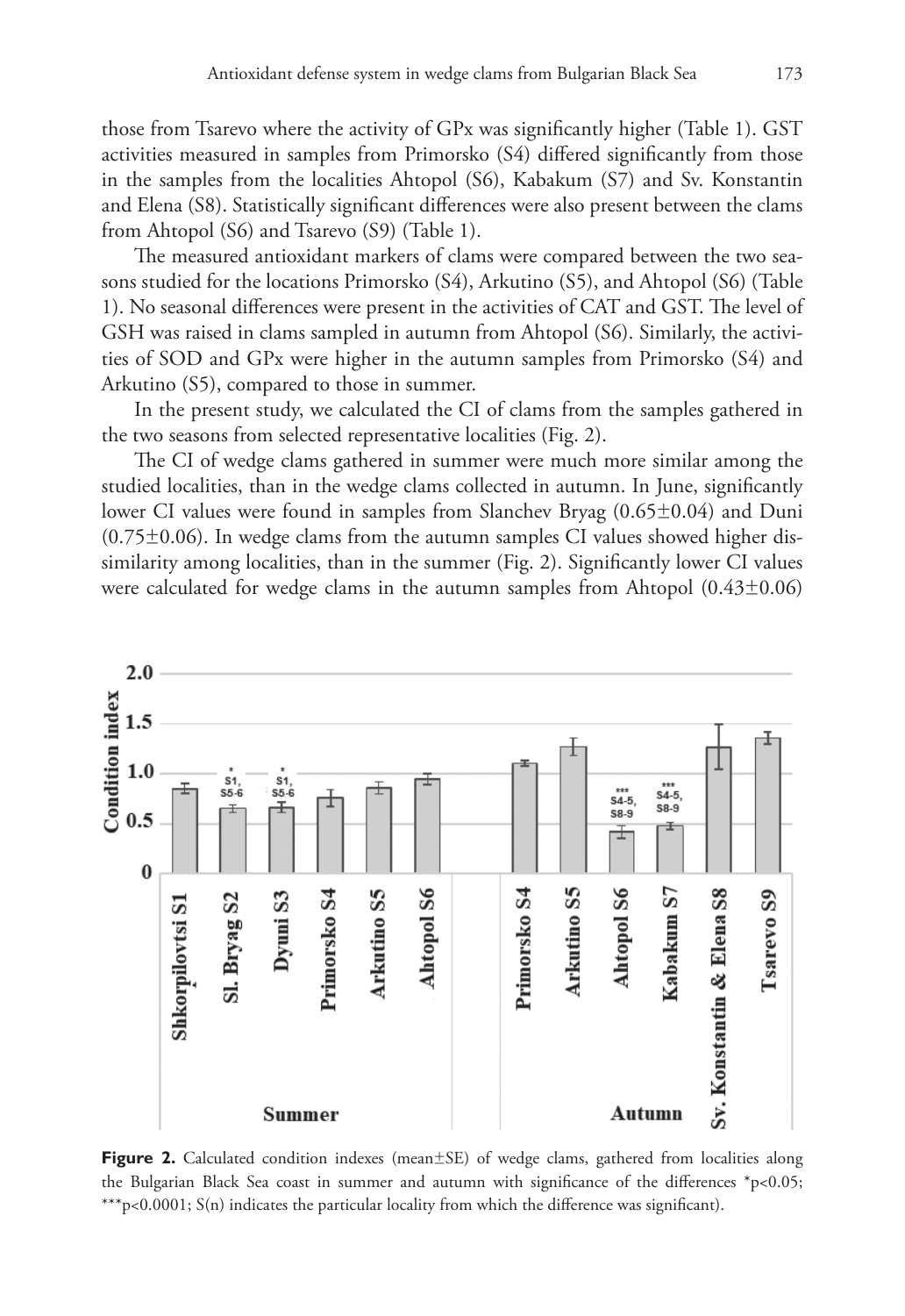those from Tsarevo where the activity of GPx was significantly higher (Table 1). GST activities measured in samples from Primorsko (S4) differed significantly from those in the samples from the localities Ahtopol (S6), Kabakum (S7) and Sv. Konstantin and Elena (S8). Statistically significant differences were also present between the clams from Ahtopol (S6) and Tsarevo (S9) (Table 1).

The measured antioxidant markers of clams were compared between the two seasons studied for the locations Primorsko (S4), Arkutino (S5), and Ahtopol (S6) (Table 1). No seasonal differences were present in the activities of CAT and GST. The level of GSH was raised in clams sampled in autumn from Ahtopol (S6). Similarly, the activities of SOD and GPx were higher in the autumn samples from Primorsko (S4) and Arkutino (S5), compared to those in summer.

In the present study, we calculated the CI of clams from the samples gathered in the two seasons from selected representative localities (Fig. 2).

The CI of wedge clams gathered in summer were much more similar among the studied localities, than in the wedge clams collected in autumn. In June, significantly lower CI values were found in samples from Slanchev Bryag (0.65±0.04) and Duni (0.75±0.06). In wedge clams from the autumn samples CI values showed higher dissimilarity among localities, than in the summer (Fig. 2). Significantly lower CI values were calculated for wedge clams in the autumn samples from Ahtopol (0.43±0.06)

**Figure 2.** Calculated condition indexes (mean±SE) of wedge clams, gathered from localities along the Bulgarian Black Sea coast in summer and autumn with significance of the differences *p<0.05; ***p<0.0001; S(n) indicates the particular locality from which the difference was significant).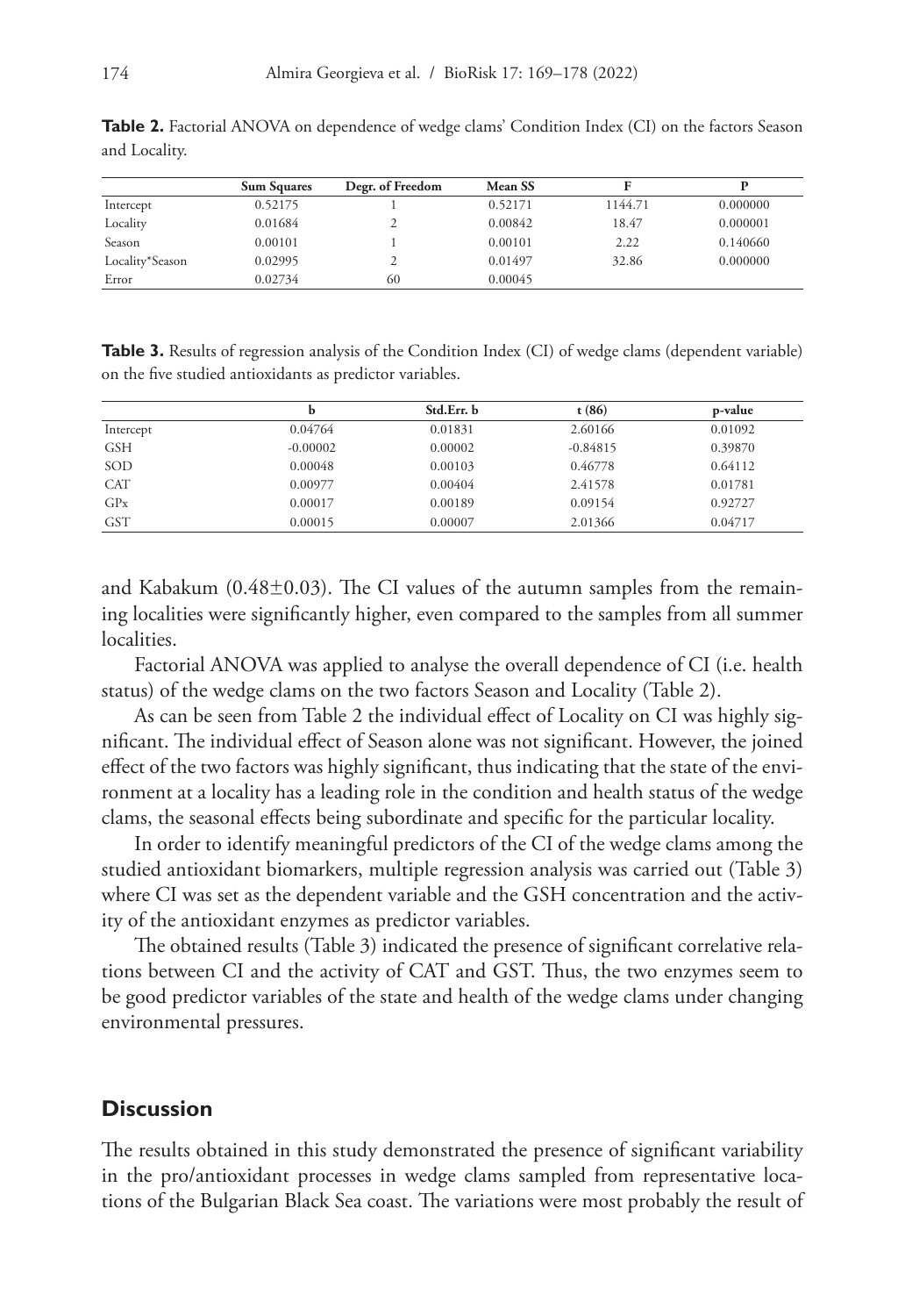**Table 2.** Factorial ANOVA on dependence of wedge clams' Condition Index (CI) on the factors Season and Locality.

| | Sum Squares | Degr. of Freedom | Mean SS | F | P |
|---|---|---|---|---|---|
| Intercept | 0.52175 | 1 | 0.52171 | 1144.71 | 0.000000 |
| Locality | 0.01684 | 2 | 0.00842 | 18.47 | 0.000001 |
| Season | 0.00101 | 1 | 0.00101 | 2.22 | 0.140660 |
| Locality*Season | 0.02995 | 2 | 0.01497 | 32.86 | 0.000000 |
| Error | 0.02734 | 60 | 0.00045 | | |

**Table 3.** Results of regression analysis of the Condition Index (CI) of wedge clams (dependent variable) on the five studied antioxidants as predictor variables.

| | b | Std.Err. b | t (86) | p-value |
|---|---|---|---|---|
| Intercept | 0.04764 | 0.01831 | 2.60166 | 0.01092 |
| GSH | -0.00002 | 0.00002 | -0.84815 | 0.39870 |
| SOD | 0.00048 | 0.00103 | 0.46778 | 0.64112 |
| CAT | 0.00977 | 0.00404 | 2.41578 | 0.01781 |
| GPx | 0.00017 | 0.00189 | 0.09154 | 0.92727 |
| GST | 0.00015 | 0.00007 | 2.01366 | 0.04717 |

and Kabakum ($0.48 \pm 0.03$). The CI values of the autumn samples from the remaining localities were significantly higher, even compared to the samples from all summer localities.

Factorial ANOVA was applied to analyse the overall dependence of CI (i.e. health status) of the wedge clams on the two factors Season and Locality (Table 2).

As can be seen from Table 2 the individual effect of Locality on CI was highly significant. The individual effect of Season alone was not significant. However, the joined effect of the two factors was highly significant, thus indicating that the state of the environment at a locality has a leading role in the condition and health status of the wedge clams, the seasonal effects being subordinate and specific for the particular locality.

In order to identify meaningful predictors of the CI of the wedge clams among the studied antioxidant biomarkers, multiple regression analysis was carried out (Table 3) where CI was set as the dependent variable and the GSH concentration and the activity of the antioxidant enzymes as predictor variables.

The obtained results (Table 3) indicated the presence of significant correlative relations between CI and the activity of CAT and GST. Thus, the two enzymes seem to be good predictor variables of the state and health of the wedge clams under changing environmental pressures.

## Discussion

The results obtained in this study demonstrated the presence of significant variability in the pro/antioxidant processes in wedge clams sampled from representative locations of the Bulgarian Black Sea coast. The variations were most probably the result of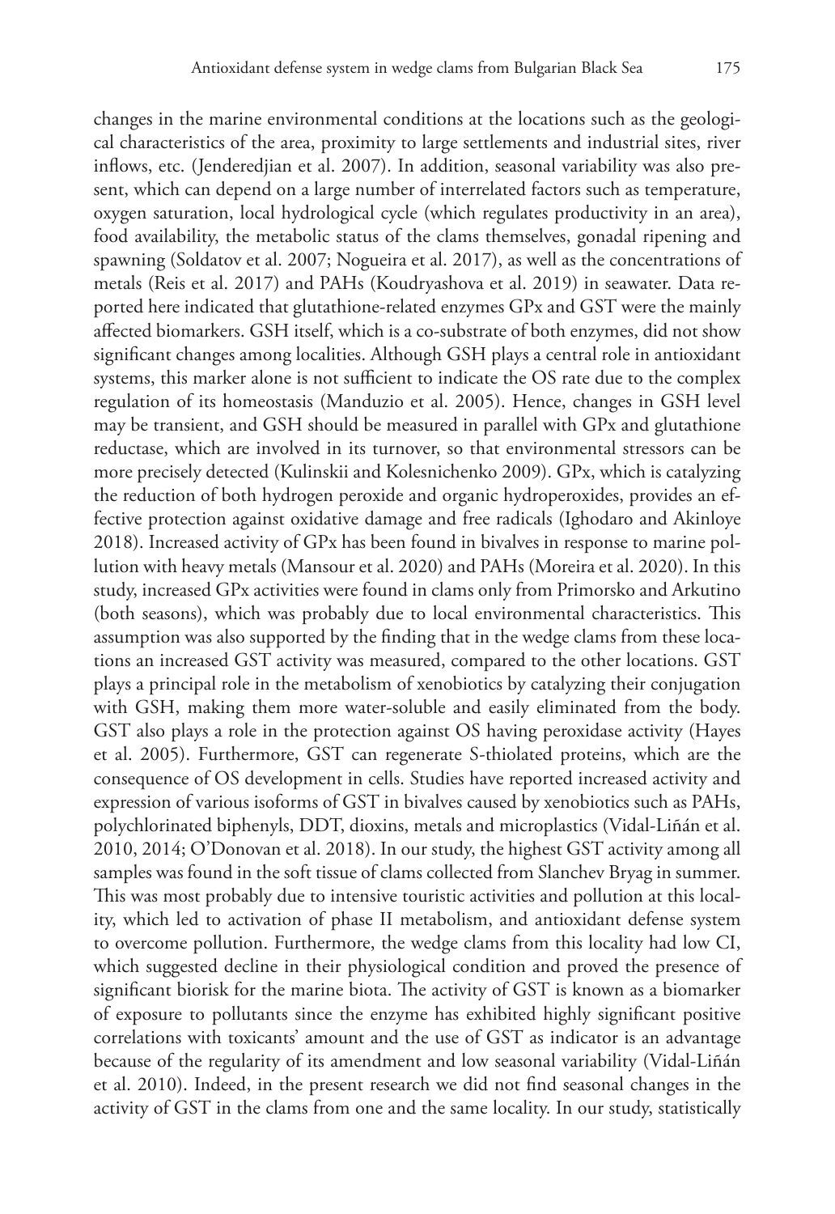changes in the marine environmental conditions at the locations such as the geological characteristics of the area, proximity to large settlements and industrial sites, river inflows, etc. (Jenderedjian et al. 2007). In addition, seasonal variability was also present, which can depend on a large number of interrelated factors such as temperature, oxygen saturation, local hydrological cycle (which regulates productivity in an area), food availability, the metabolic status of the clams themselves, gonadal ripening and spawning (Soldatov et al. 2007; Nogueira et al. 2017), as well as the concentrations of metals (Reis et al. 2017) and PAHs (Koudryashova et al. 2019) in seawater. Data reported here indicated that glutathione-related enzymes GPx and GST were the mainly affected biomarkers. GSH itself, which is a co-substrate of both enzymes, did not show significant changes among localities. Although GSH plays a central role in antioxidant systems, this marker alone is not sufficient to indicate the OS rate due to the complex regulation of its homeostasis (Manduzio et al. 2005). Hence, changes in GSH level may be transient, and GSH should be measured in parallel with GPx and glutathione reductase, which are involved in its turnover, so that environmental stressors can be more precisely detected (Kulinskii and Kolesnichenko 2009). GPx, which is catalyzing the reduction of both hydrogen peroxide and organic hydroperoxides, provides an effective protection against oxidative damage and free radicals (Ighodaro and Akinloye 2018). Increased activity of GPx has been found in bivalves in response to marine pollution with heavy metals (Mansour et al. 2020) and PAHs (Moreira et al. 2020). In this study, increased GPx activities were found in clams only from Primorsko and Arkutino (both seasons), which was probably due to local environmental characteristics. This assumption was also supported by the finding that in the wedge clams from these locations an increased GST activity was measured, compared to the other locations. GST plays a principal role in the metabolism of xenobiotics by catalyzing their conjugation with GSH, making them more water-soluble and easily eliminated from the body. GST also plays a role in the protection against OS having peroxidase activity (Hayes et al. 2005). Furthermore, GST can regenerate S-thiolated proteins, which are the consequence of OS development in cells. Studies have reported increased activity and expression of various isoforms of GST in bivalves caused by xenobiotics such as PAHs, polychlorinated biphenyls, DDT, dioxins, metals and microplastics (Vidal-Liñán et al. 2010, 2014; O'Donovan et al. 2018). In our study, the highest GST activity among all samples was found in the soft tissue of clams collected from Slanchev Bryag in summer. This was most probably due to intensive touristic activities and pollution at this locality, which led to activation of phase II metabolism, and antioxidant defense system to overcome pollution. Furthermore, the wedge clams from this locality had low CI, which suggested decline in their physiological condition and proved the presence of significant biorisk for the marine biota. The activity of GST is known as a biomarker of exposure to pollutants since the enzyme has exhibited highly significant positive correlations with toxicants' amount and the use of GST as indicator is an advantage because of the regularity of its amendment and low seasonal variability (Vidal-Liñán et al. 2010). Indeed, in the present research we did not find seasonal changes in the activity of GST in the clams from one and the same locality. In our study, statistically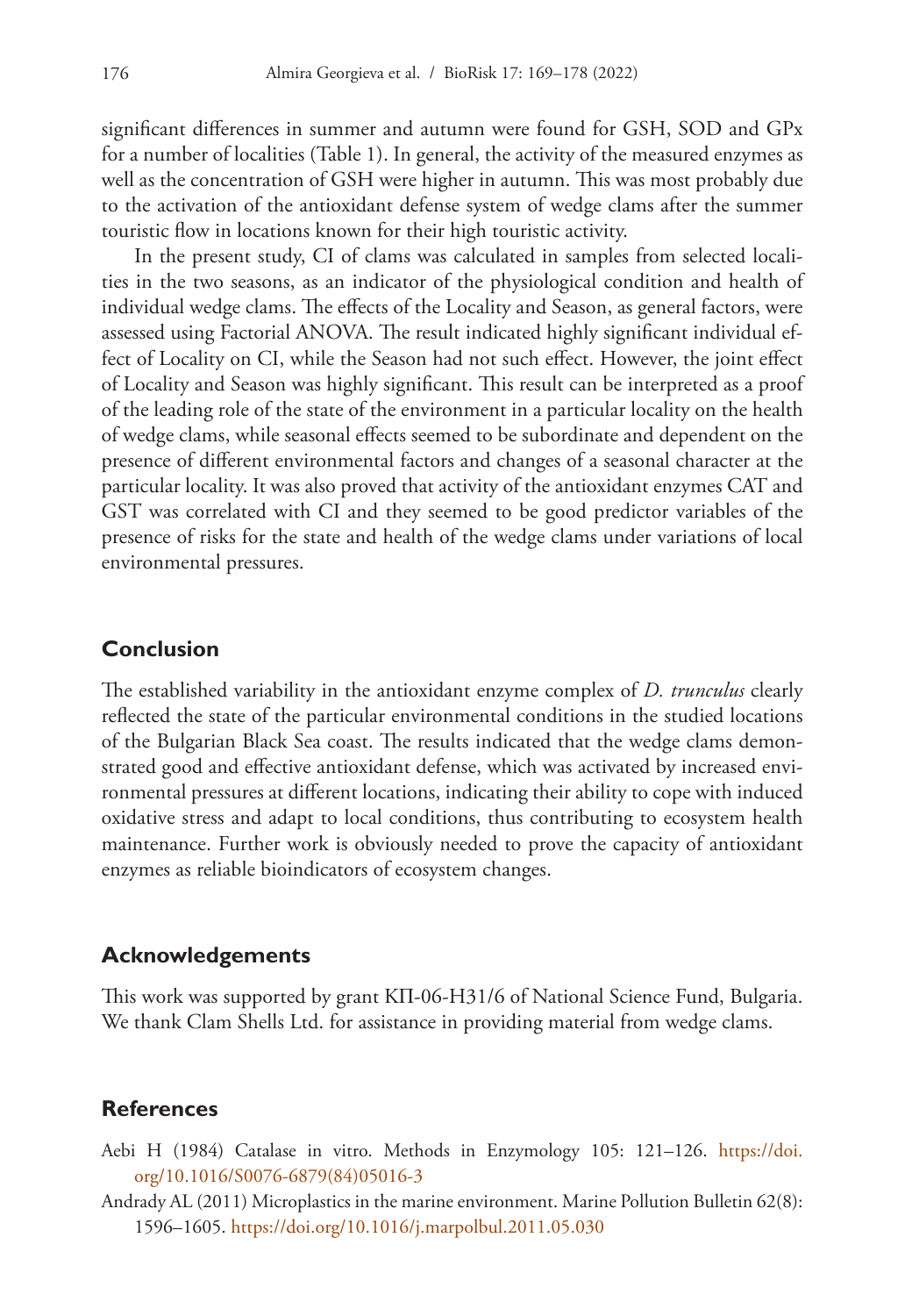significant differences in summer and autumn were found for GSH, SOD and GPx for a number of localities (Table 1). In general, the activity of the measured enzymes as well as the concentration of GSH were higher in autumn. This was most probably due to the activation of the antioxidant defense system of wedge clams after the summer touristic flow in locations known for their high touristic activity.

In the present study, CI of clams was calculated in samples from selected localities in the two seasons, as an indicator of the physiological condition and health of individual wedge clams. The effects of the Locality and Season, as general factors, were assessed using Factorial ANOVA. The result indicated highly significant individual effect of Locality on CI, while the Season had not such effect. However, the joint effect of Locality and Season was highly significant. This result can be interpreted as a proof of the leading role of the state of the environment in a particular locality on the health of wedge clams, while seasonal effects seemed to be subordinate and dependent on the presence of different environmental factors and changes of a seasonal character at the particular locality. It was also proved that activity of the antioxidant enzymes CAT and GST was correlated with CI and they seemed to be good predictor variables of the presence of risks for the state and health of the wedge clams under variations of local environmental pressures.

## Conclusion

The established variability in the antioxidant enzyme complex of *D. trunculus* clearly reflected the state of the particular environmental conditions in the studied locations of the Bulgarian Black Sea coast. The results indicated that the wedge clams demonstrated good and effective antioxidant defense, which was activated by increased environmental pressures at different locations, indicating their ability to cope with induced oxidative stress and adapt to local conditions, thus contributing to ecosystem health maintenance. Further work is obviously needed to prove the capacity of antioxidant enzymes as reliable bioindicators of ecosystem changes.

## Acknowledgements

This work was supported by grant КП-06-Н31/6 of National Science Fund, Bulgaria. We thank Clam Shells Ltd. for assistance in providing material from wedge clams.

## References

Aebi H (1984) Catalase in vitro. Methods in Enzymology 105: 121–126. https://doi.org/10.1016/S0076-6879(84)05016-3

Andrady AL (2011) Microplastics in the marine environment. Marine Pollution Bulletin 62(8): 1596–1605. https://doi.org/10.1016/j.marpolbul.2011.05.030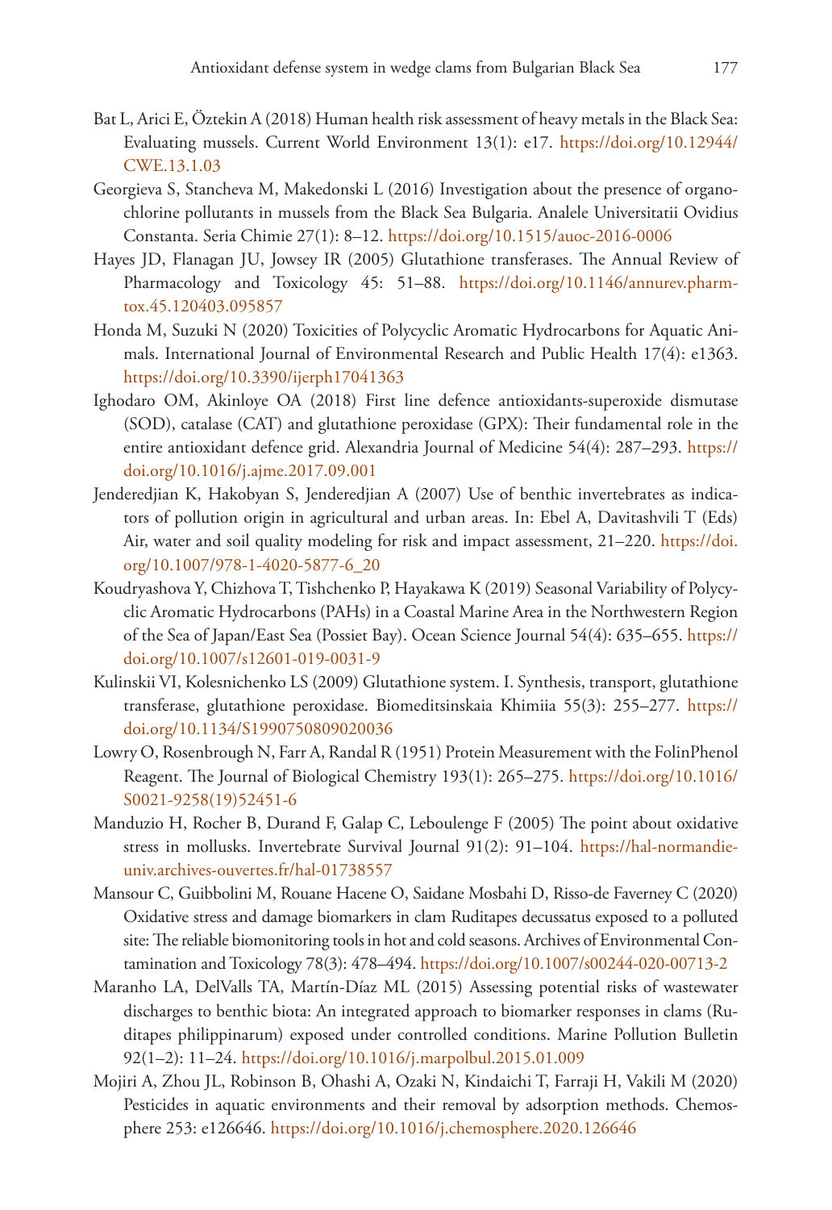Bat L, Arici E, Öztekin A (2018) Human health risk assessment of heavy metals in the Black Sea: Evaluating mussels. Current World Environment 13(1): e17. https://doi.org/10.12944/CWE.13.1.03

Georgieva S, Stancheva M, Makedonski L (2016) Investigation about the presence of organochlorine pollutants in mussels from the Black Sea Bulgaria. Analele Universitatii Ovidius Constanta. Seria Chimie 27(1): 8–12. https://doi.org/10.1515/auoc-2016-0006

Hayes JD, Flanagan JU, Jowsey IR (2005) Glutathione transferases. The Annual Review of Pharmacology and Toxicology 45: 51–88. https://doi.org/10.1146/annurev.pharmtox.45.120403.095857

Honda M, Suzuki N (2020) Toxicities of Polycyclic Aromatic Hydrocarbons for Aquatic Animals. International Journal of Environmental Research and Public Health 17(4): e1363. https://doi.org/10.3390/ijerph17041363

Ighodaro OM, Akinloye OA (2018) First line defence antioxidants-superoxide dismutase (SOD), catalase (CAT) and glutathione peroxidase (GPX): Their fundamental role in the entire antioxidant defence grid. Alexandria Journal of Medicine 54(4): 287–293. https://doi.org/10.1016/j.ajme.2017.09.001

Jenderedjian K, Hakobyan S, Jenderedjian A (2007) Use of benthic invertebrates as indicators of pollution origin in agricultural and urban areas. In: Ebel A, Davitashvili T (Eds) Air, water and soil quality modeling for risk and impact assessment, 21–220. https://doi.org/10.1007/978-1-4020-5877-6_20

Koudryashova Y, Chizhova T, Tishchenko P, Hayakawa K (2019) Seasonal Variability of Polycyclic Aromatic Hydrocarbons (PAHs) in a Coastal Marine Area in the Northwestern Region of the Sea of Japan/East Sea (Possiet Bay). Ocean Science Journal 54(4): 635–655. https://doi.org/10.1007/s12601-019-0031-9

Kulinskii VI, Kolesnichenko LS (2009) Glutathione system. I. Synthesis, transport, glutathione transferase, glutathione peroxidase. Biomeditsinskaia Khimiia 55(3): 255–277. https://doi.org/10.1134/S1990750809020036

Lowry O, Rosenbrough N, Farr A, Randal R (1951) Protein Measurement with the FolinPhenol Reagent. The Journal of Biological Chemistry 193(1): 265–275. https://doi.org/10.1016/S0021-9258(19)52451-6

Manduzio H, Rocher B, Durand F, Galap C, Leboulenge F (2005) The point about oxidative stress in mollusks. Invertebrate Survival Journal 91(2): 91–104. https://hal-normandie-univ.archives-ouvertes.fr/hal-01738557

Mansour C, Guibbolini M, Rouane Hacene O, Saidane Mosbahi D, Risso-de Faverney C (2020) Oxidative stress and damage biomarkers in clam Ruditapes decussatus exposed to a polluted site: The reliable biomonitoring tools in hot and cold seasons. Archives of Environmental Contamination and Toxicology 78(3): 478–494. https://doi.org/10.1007/s00244-020-00713-2

Maranho LA, DelValls TA, Martín-Díaz ML (2015) Assessing potential risks of wastewater discharges to benthic biota: An integrated approach to biomarker responses in clams (Ruditapes philippinarum) exposed under controlled conditions. Marine Pollution Bulletin 92(1–2): 11–24. https://doi.org/10.1016/j.marpolbul.2015.01.009

Mojiri A, Zhou JL, Robinson B, Ohashi A, Ozaki N, Kindaichi T, Farraji H, Vakili M (2020) Pesticides in aquatic environments and their removal by adsorption methods. Chemosphere 253: e126646. https://doi.org/10.1016/j.chemosphere.2020.126646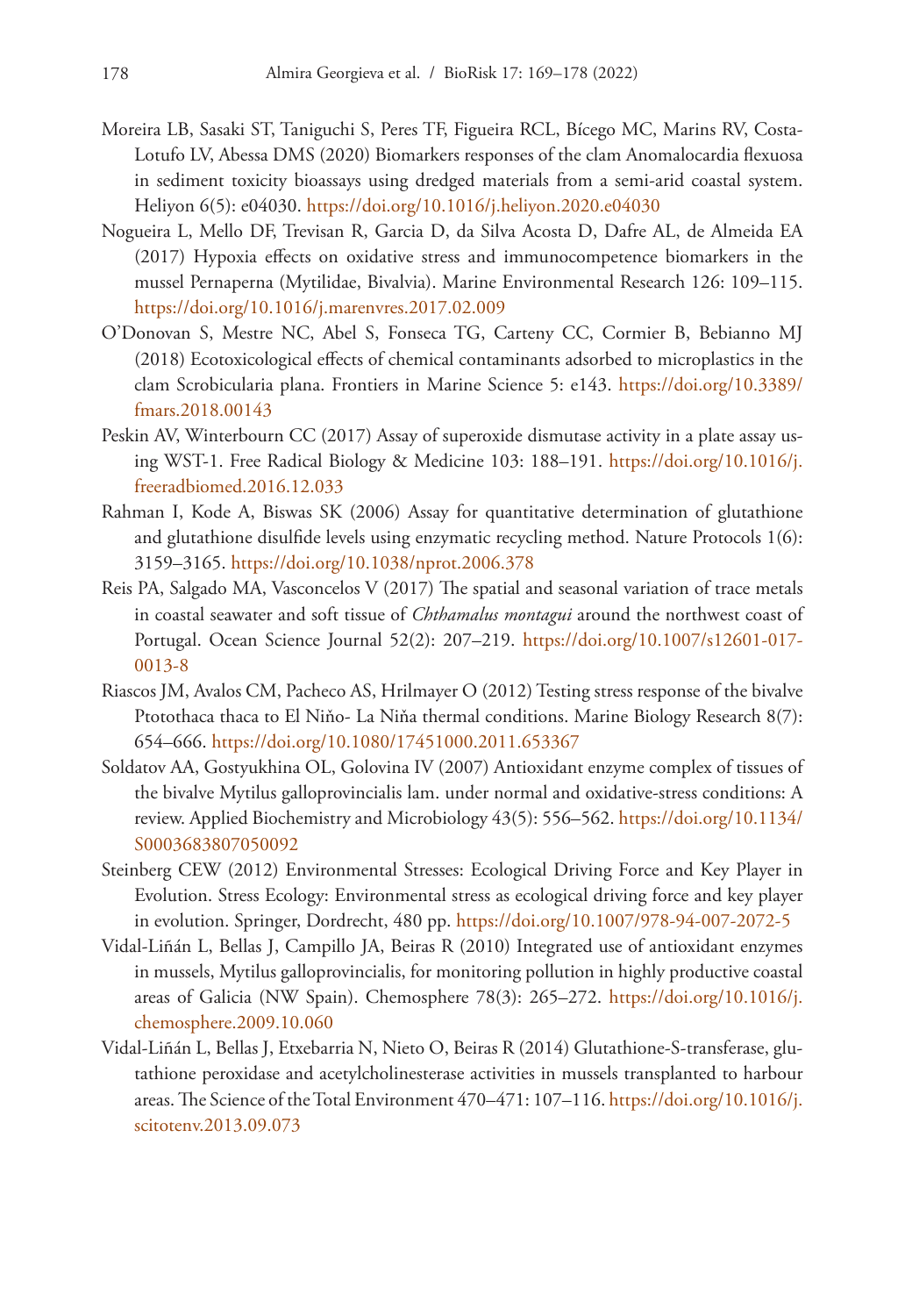Moreira LB, Sasaki ST, Taniguchi S, Peres TF, Figueira RCL, Bícego MC, Marins RV, Costa-Lotufo LV, Abessa DMS (2020) Biomarkers responses of the clam Anomalocardia flexuosa in sediment toxicity bioassays using dredged materials from a semi-arid coastal system. Heliyon 6(5): e04030. https://doi.org/10.1016/j.heliyon.2020.e04030

Nogueira L, Mello DF, Trevisan R, Garcia D, da Silva Acosta D, Dafre AL, de Almeida EA (2017) Hypoxia effects on oxidative stress and immunocompetence biomarkers in the mussel Pernaperna (Mytilidae, Bivalvia). Marine Environmental Research 126: 109–115. https://doi.org/10.1016/j.marenvres.2017.02.009

O'Donovan S, Mestre NC, Abel S, Fonseca TG, Carteny CC, Cormier B, Bebianno MJ (2018) Ecotoxicological effects of chemical contaminants adsorbed to microplastics in the clam Scrobicularia plana. Frontiers in Marine Science 5: e143. https://doi.org/10.3389/fmars.2018.00143

Peskin AV, Winterbourn CC (2017) Assay of superoxide dismutase activity in a plate assay using WST-1. Free Radical Biology & Medicine 103: 188–191. https://doi.org/10.1016/j.freeradbiomed.2016.12.033

Rahman I, Kode A, Biswas SK (2006) Assay for quantitative determination of glutathione and glutathione disulfide levels using enzymatic recycling method. Nature Protocols 1(6): 3159–3165. https://doi.org/10.1038/nprot.2006.378

Reis PA, Salgado MA, Vasconcelos V (2017) The spatial and seasonal variation of trace metals in coastal seawater and soft tissue of *Chthamalus montagui* around the northwest coast of Portugal. Ocean Science Journal 52(2): 207–219. https://doi.org/10.1007/s12601-017-0013-8

Riascos JM, Avalos CM, Pacheco AS, Hrilmayer O (2012) Testing stress response of the bivalve Ptotothaca thaca to El Niňo- La Niňa thermal conditions. Marine Biology Research 8(7): 654–666. https://doi.org/10.1080/17451000.2011.653367

Soldatov AA, Gostyukhina OL, Golovina IV (2007) Antioxidant enzyme complex of tissues of the bivalve Mytilus galloprovincialis lam. under normal and oxidative-stress conditions: A review. Applied Biochemistry and Microbiology 43(5): 556–562. https://doi.org/10.1134/S0003683807050092

Steinberg CEW (2012) Environmental Stresses: Ecological Driving Force and Key Player in Evolution. Stress Ecology: Environmental stress as ecological driving force and key player in evolution. Springer, Dordrecht, 480 pp. https://doi.org/10.1007/978-94-007-2072-5

Vidal-Liñán L, Bellas J, Campillo JA, Beiras R (2010) Integrated use of antioxidant enzymes in mussels, Mytilus galloprovincialis, for monitoring pollution in highly productive coastal areas of Galicia (NW Spain). Chemosphere 78(3): 265–272. https://doi.org/10.1016/j.chemosphere.2009.10.060

Vidal-Liñán L, Bellas J, Etxebarria N, Nieto O, Beiras R (2014) Glutathione-S-transferase, glutathione peroxidase and acetylcholinesterase activities in mussels transplanted to harbour areas. The Science of the Total Environment 470–471: 107–116. https://doi.org/10.1016/j.scitotenv.2013.09.073